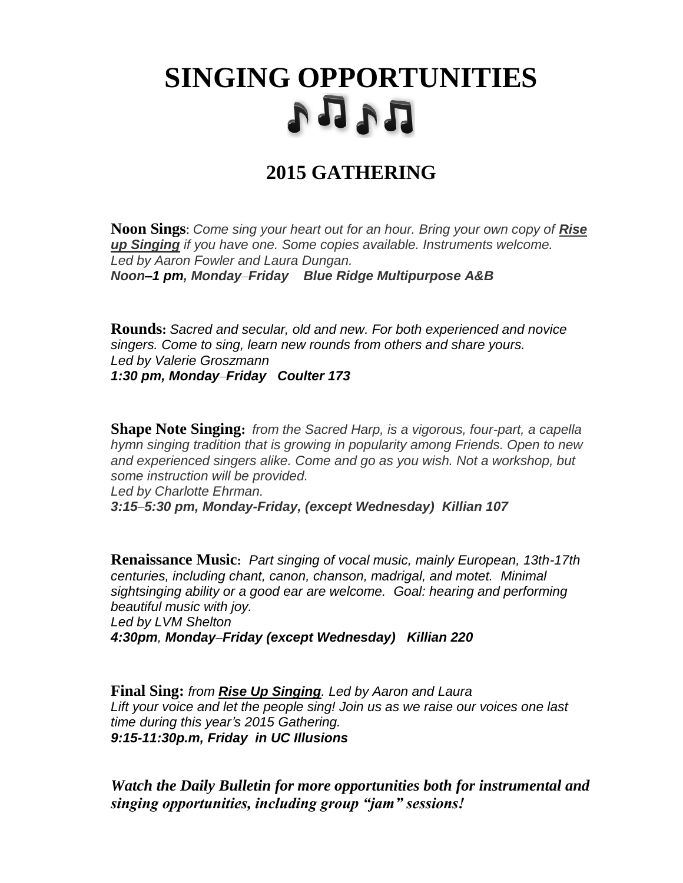# SINGING OPPORTUNITIES

## 2015 GATHERING

**Noon Sings**: *Come sing your heart out for an hour. Bring your own copy of* ***Rise up Singing*** *if you have one. Some copies available. Instruments welcome. Led by Aaron Fowler and Laura Dungan.*
***Noon–1 pm, Monday–Friday   Blue Ridge Multipurpose A&B***

**Rounds:** *Sacred and secular, old and new. For both experienced and novice singers. Come to sing, learn new rounds from others and share yours. Led by Valerie Groszmann*
***1:30 pm, Monday–Friday   Coulter 173***

**Shape Note Singing:** *from the Sacred Harp, is a vigorous, four-part, a capella hymn singing tradition that is growing in popularity among Friends. Open to new and experienced singers alike. Come and go as you wish. Not a workshop, but some instruction will be provided.*
*Led by Charlotte Ehrman.*
***3:15–5:30 pm, Monday-Friday, (except Wednesday)  Killian 107***

**Renaissance Music:** *Part singing of vocal music, mainly European, 13th-17th centuries, including chant, canon, chanson, madrigal, and motet. Minimal sightsinging ability or a good ear are welcome. Goal: hearing and performing beautiful music with joy.*
*Led by LVM Shelton*
***4:30pm, Monday–Friday (except Wednesday)   Killian 220***

**Final Sing:** *from* ***Rise Up Singing****. Led by Aaron and Laura*
*Lift your voice and let the people sing! Join us as we raise our voices one last time during this year's 2015 Gathering.*
***9:15-11:30p.m, Friday  in UC Illusions***

***Watch the Daily Bulletin for more opportunities both for instrumental and singing opportunities, including group "jam" sessions!***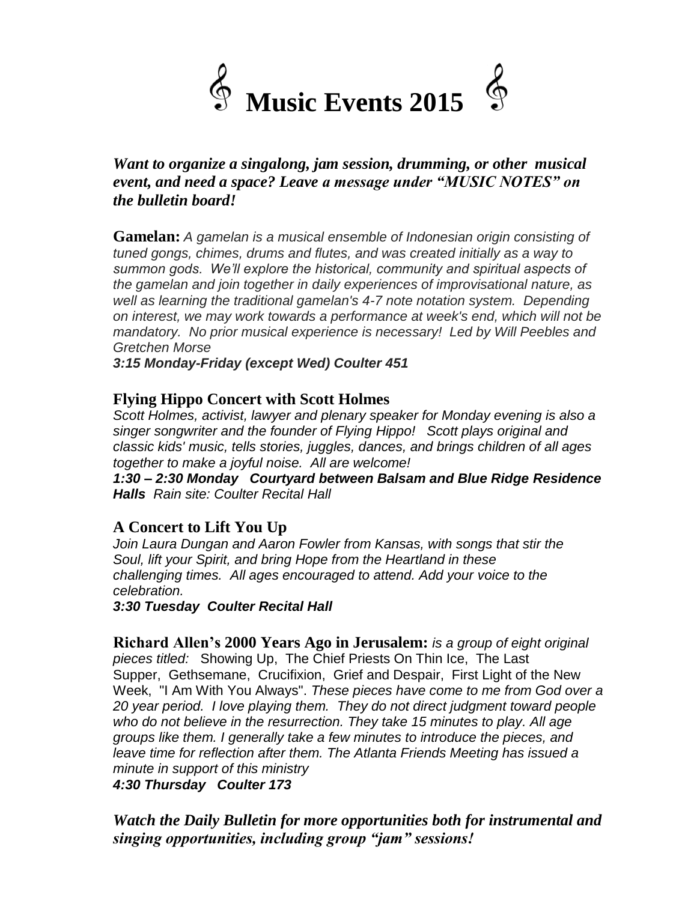# 𝄞 Music Events 2015 𝄞

***Want to organize a singalong, jam session, drumming, or other musical event, and need a space? Leave a message under "MUSIC NOTES" on the bulletin board!***

**Gamelan:** *A gamelan is a musical ensemble of Indonesian origin consisting of tuned gongs, chimes, drums and flutes, and was created initially as a way to summon gods. We'll explore the historical, community and spiritual aspects of the gamelan and join together in daily experiences of improvisational nature, as well as learning the traditional gamelan's 4-7 note notation system. Depending on interest, we may work towards a performance at week's end, which will not be mandatory. No prior musical experience is necessary! Led by Will Peebles and Gretchen Morse*

***3:15 Monday-Friday (except Wed) Coulter 451***

**Flying Hippo Concert with Scott Holmes**

*Scott Holmes, activist, lawyer and plenary speaker for Monday evening is also a singer songwriter and the founder of Flying Hippo! Scott plays original and classic kids' music, tells stories, juggles, dances, and brings children of all ages together to make a joyful noise. All are welcome!*

***1:30 – 2:30 Monday Courtyard between Balsam and Blue Ridge Residence Halls*** *Rain site: Coulter Recital Hall*

**A Concert to Lift You Up**

*Join Laura Dungan and Aaron Fowler from Kansas, with songs that stir the Soul, lift your Spirit, and bring Hope from the Heartland in these challenging times. All ages encouraged to attend. Add your voice to the celebration.*

***3:30 Tuesday Coulter Recital Hall***

**Richard Allen's 2000 Years Ago in Jerusalem:** *is a group of eight original pieces titled:* Showing Up, The Chief Priests On Thin Ice, The Last Supper, Gethsemane, Crucifixion, Grief and Despair, First Light of the New Week, "I Am With You Always". *These pieces have come to me from God over a 20 year period. I love playing them. They do not direct judgment toward people who do not believe in the resurrection. They take 15 minutes to play. All age groups like them. I generally take a few minutes to introduce the pieces, and leave time for reflection after them. The Atlanta Friends Meeting has issued a minute in support of this ministry*

***4:30 Thursday Coulter 173***

***Watch the Daily Bulletin for more opportunities both for instrumental and singing opportunities, including group "jam" sessions!***